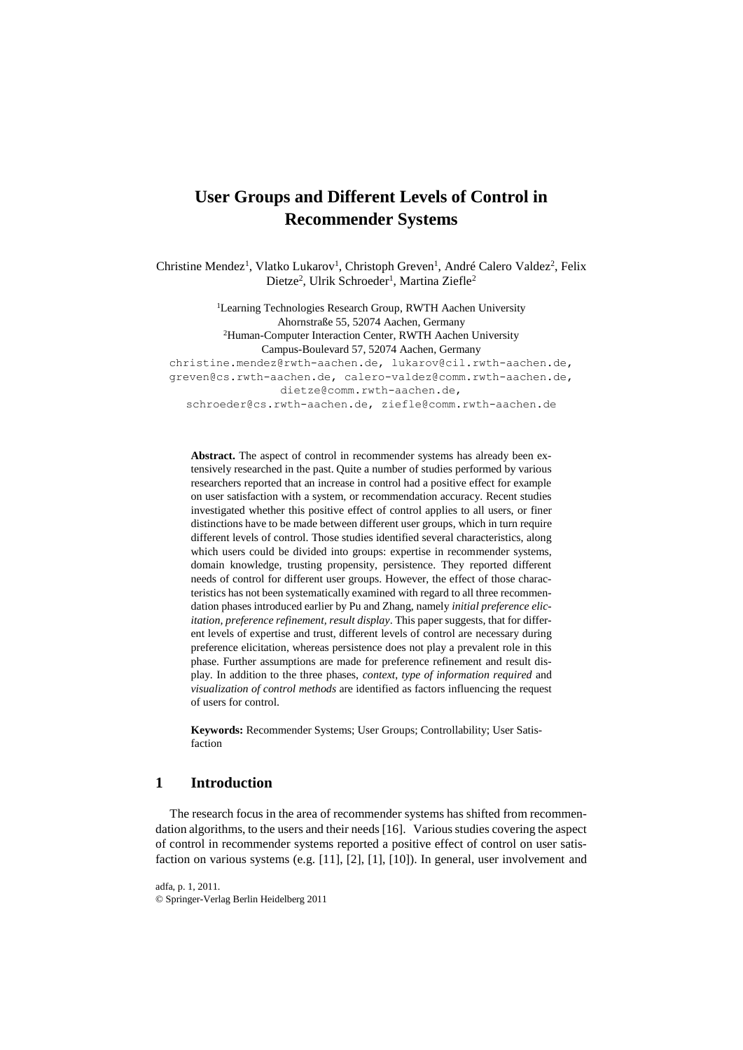# User Groups and Different Levels of Control in Recommender Systems

Christine Mendez[1], Vlatko Lukarov[1], Christoph Greven[1], André Calero Valdez[2], Felix Dietze[2], Ulrik Schroeder[1], Martina Ziefle[2]

[1]Learning Technologies Research Group, RWTH Aachen University
Ahornstraße 55, 52074 Aachen, Germany
[2]Human-Computer Interaction Center, RWTH Aachen University
Campus-Boulevard 57, 52074 Aachen, Germany
christine.mendez@rwth-aachen.de, lukarov@cil.rwth-aachen.de, greven@cs.rwth-aachen.de, calero-valdez@comm.rwth-aachen.de, dietze@comm.rwth-aachen.de, schroeder@cs.rwth-aachen.de, ziefle@comm.rwth-aachen.de

**Abstract.** The aspect of control in recommender systems has already been extensively researched in the past. Quite a number of studies performed by various researchers reported that an increase in control had a positive effect for example on user satisfaction with a system, or recommendation accuracy. Recent studies investigated whether this positive effect of control applies to all users, or finer distinctions have to be made between different user groups, which in turn require different levels of control. Those studies identified several characteristics, along which users could be divided into groups: expertise in recommender systems, domain knowledge, trusting propensity, persistence. They reported different needs of control for different user groups. However, the effect of those characteristics has not been systematically examined with regard to all three recommendation phases introduced earlier by Pu and Zhang, namely *initial preference elicitation, preference refinement, result display*. This paper suggests, that for different levels of expertise and trust, different levels of control are necessary during preference elicitation, whereas persistence does not play a prevalent role in this phase. Further assumptions are made for preference refinement and result display. In addition to the three phases, *context*, *type of information required* and *visualization of control methods* are identified as factors influencing the request of users for control.

**Keywords:** Recommender Systems; User Groups; Controllability; User Satisfaction

## 1 Introduction

The research focus in the area of recommender systems has shifted from recommendation algorithms, to the users and their needs [16]. Various studies covering the aspect of control in recommender systems reported a positive effect of control on user satisfaction on various systems (e.g. [11], [2], [1], [10]). In general, user involvement and

adfa, p. 1, 2011.
© Springer-Verlag Berlin Heidelberg 2011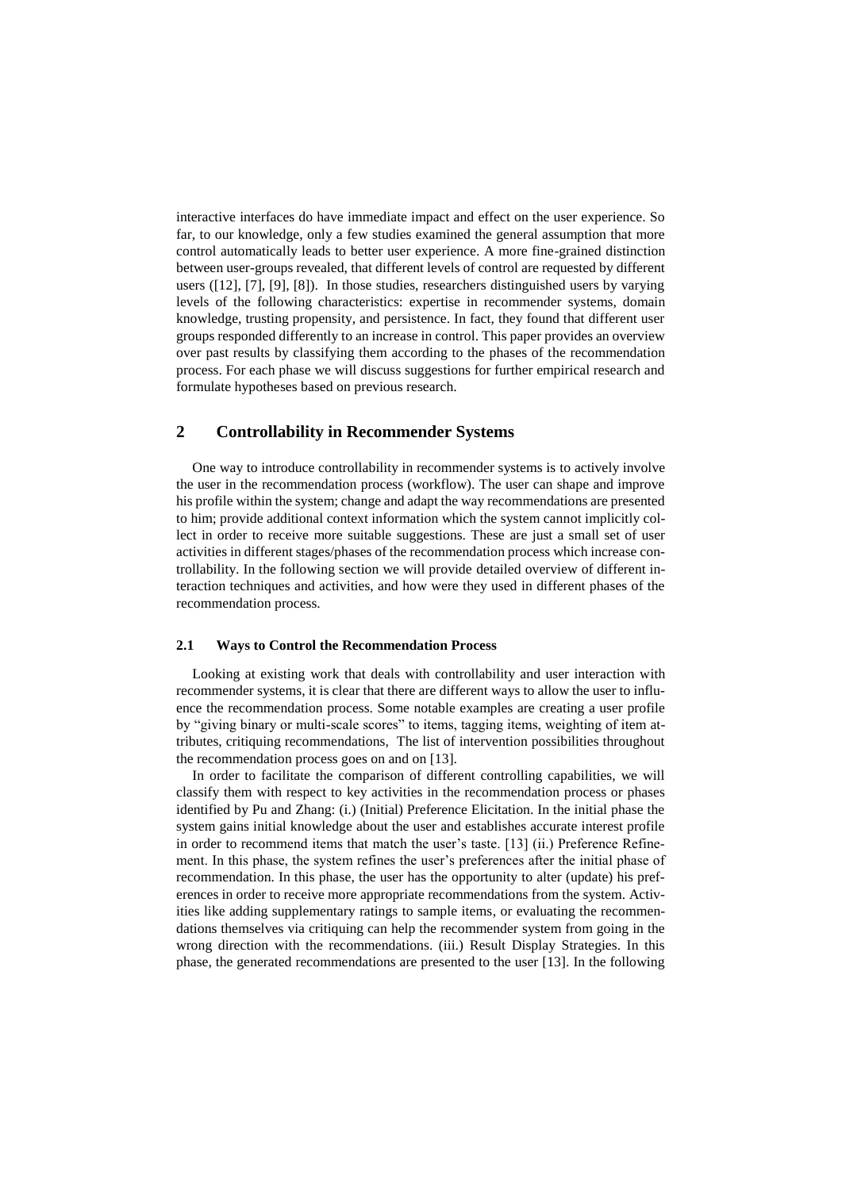interactive interfaces do have immediate impact and effect on the user experience. So far, to our knowledge, only a few studies examined the general assumption that more control automatically leads to better user experience. A more fine-grained distinction between user-groups revealed, that different levels of control are requested by different users ([12], [7], [9], [8]). In those studies, researchers distinguished users by varying levels of the following characteristics: expertise in recommender systems, domain knowledge, trusting propensity, and persistence. In fact, they found that different user groups responded differently to an increase in control. This paper provides an overview over past results by classifying them according to the phases of the recommendation process. For each phase we will discuss suggestions for further empirical research and formulate hypotheses based on previous research.

## 2 Controllability in Recommender Systems

One way to introduce controllability in recommender systems is to actively involve the user in the recommendation process (workflow). The user can shape and improve his profile within the system; change and adapt the way recommendations are presented to him; provide additional context information which the system cannot implicitly collect in order to receive more suitable suggestions. These are just a small set of user activities in different stages/phases of the recommendation process which increase controllability. In the following section we will provide detailed overview of different interaction techniques and activities, and how were they used in different phases of the recommendation process.

### 2.1 Ways to Control the Recommendation Process

Looking at existing work that deals with controllability and user interaction with recommender systems, it is clear that there are different ways to allow the user to influence the recommendation process. Some notable examples are creating a user profile by "giving binary or multi-scale scores" to items, tagging items, weighting of item attributes, critiquing recommendations, The list of intervention possibilities throughout the recommendation process goes on and on [13].

In order to facilitate the comparison of different controlling capabilities, we will classify them with respect to key activities in the recommendation process or phases identified by Pu and Zhang: (i.) (Initial) Preference Elicitation. In the initial phase the system gains initial knowledge about the user and establishes accurate interest profile in order to recommend items that match the user's taste. [13] (ii.) Preference Refinement. In this phase, the system refines the user's preferences after the initial phase of recommendation. In this phase, the user has the opportunity to alter (update) his preferences in order to receive more appropriate recommendations from the system. Activities like adding supplementary ratings to sample items, or evaluating the recommendations themselves via critiquing can help the recommender system from going in the wrong direction with the recommendations. (iii.) Result Display Strategies. In this phase, the generated recommendations are presented to the user [13]. In the following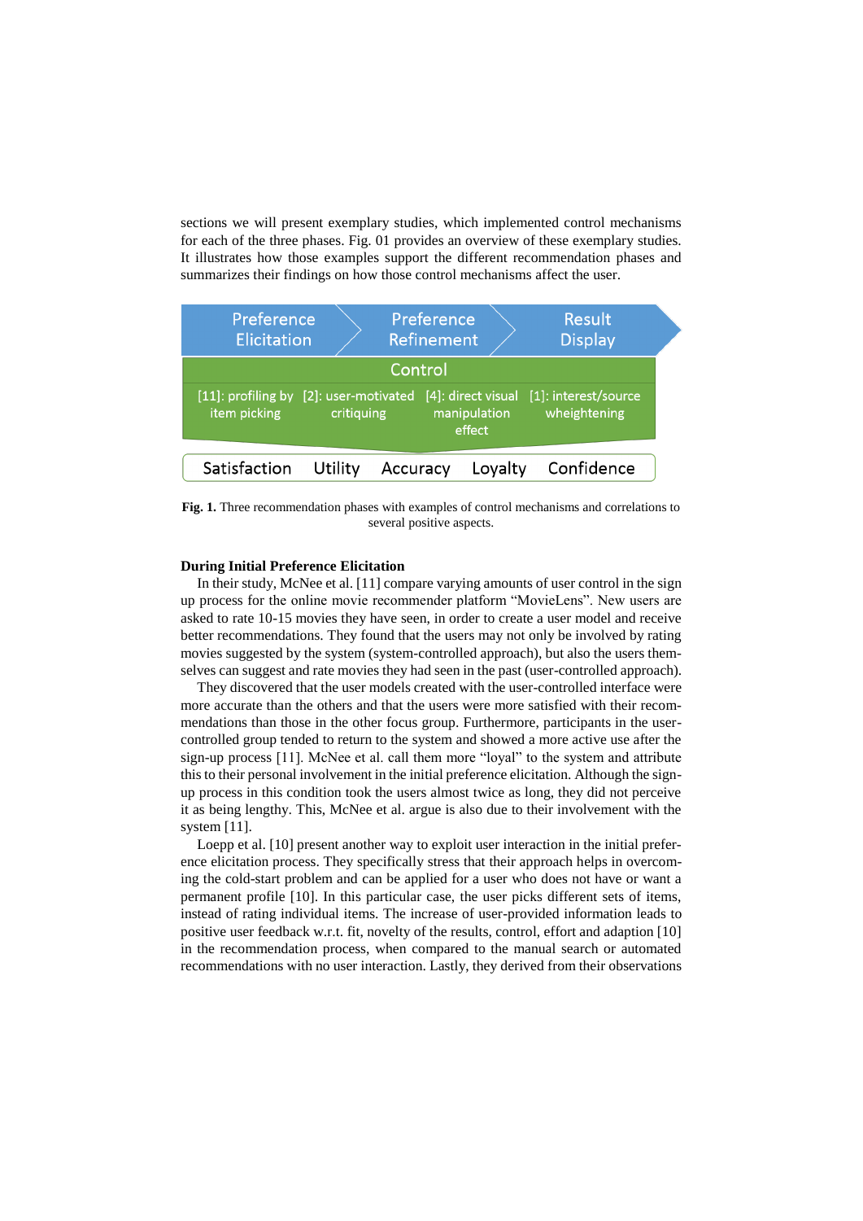sections we will present exemplary studies, which implemented control mechanisms for each of the three phases. Fig. 01 provides an overview of these exemplary studies. It illustrates how those examples support the different recommendation phases and summarizes their findings on how those control mechanisms affect the user.

| Preference Elicitation | Preference Refinement | | Result Display |
|---|---|---|---|
| Control | | | |
| [11]: profiling by item picking | [2]: user-motivated critiquing | [4]: direct visual manipulation effect | [1]: interest/source wheightening |
| Satisfaction Utility Accuracy Loyalty Confidence | | | |

**Fig. 1.** Three recommendation phases with examples of control mechanisms and correlations to several positive aspects.

**During Initial Preference Elicitation**

In their study, McNee et al. [11] compare varying amounts of user control in the sign up process for the online movie recommender platform "MovieLens". New users are asked to rate 10-15 movies they have seen, in order to create a user model and receive better recommendations. They found that the users may not only be involved by rating movies suggested by the system (system-controlled approach), but also the users themselves can suggest and rate movies they had seen in the past (user-controlled approach).

They discovered that the user models created with the user-controlled interface were more accurate than the others and that the users were more satisfied with their recommendations than those in the other focus group. Furthermore, participants in the user-controlled group tended to return to the system and showed a more active use after the sign-up process [11]. McNee et al. call them more "loyal" to the system and attribute this to their personal involvement in the initial preference elicitation. Although the sign-up process in this condition took the users almost twice as long, they did not perceive it as being lengthy. This, McNee et al. argue is also due to their involvement with the system [11].

Loepp et al. [10] present another way to exploit user interaction in the initial preference elicitation process. They specifically stress that their approach helps in overcoming the cold-start problem and can be applied for a user who does not have or want a permanent profile [10]. In this particular case, the user picks different sets of items, instead of rating individual items. The increase of user-provided information leads to positive user feedback w.r.t. fit, novelty of the results, control, effort and adaption [10] in the recommendation process, when compared to the manual search or automated recommendations with no user interaction. Lastly, they derived from their observations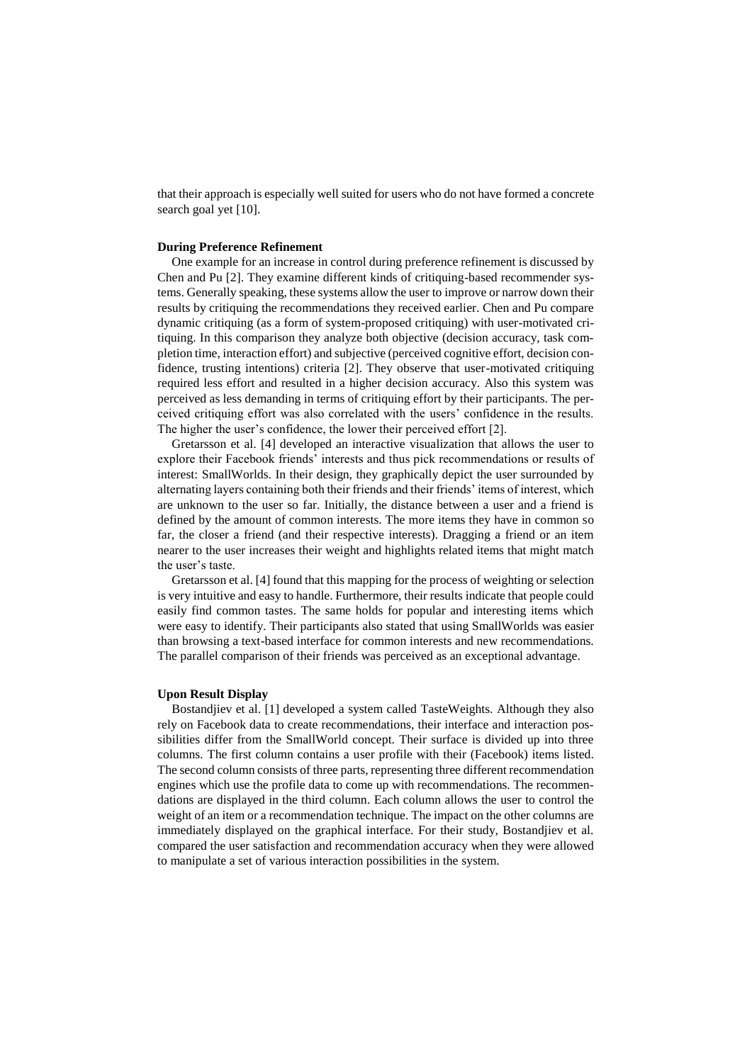that their approach is especially well suited for users who do not have formed a concrete search goal yet [10].

**During Preference Refinement**

One example for an increase in control during preference refinement is discussed by Chen and Pu [2]. They examine different kinds of critiquing-based recommender systems. Generally speaking, these systems allow the user to improve or narrow down their results by critiquing the recommendations they received earlier. Chen and Pu compare dynamic critiquing (as a form of system-proposed critiquing) with user-motivated critiquing. In this comparison they analyze both objective (decision accuracy, task completion time, interaction effort) and subjective (perceived cognitive effort, decision confidence, trusting intentions) criteria [2]. They observe that user-motivated critiquing required less effort and resulted in a higher decision accuracy. Also this system was perceived as less demanding in terms of critiquing effort by their participants. The perceived critiquing effort was also correlated with the users' confidence in the results. The higher the user's confidence, the lower their perceived effort [2].

Gretarsson et al. [4] developed an interactive visualization that allows the user to explore their Facebook friends' interests and thus pick recommendations or results of interest: SmallWorlds. In their design, they graphically depict the user surrounded by alternating layers containing both their friends and their friends' items of interest, which are unknown to the user so far. Initially, the distance between a user and a friend is defined by the amount of common interests. The more items they have in common so far, the closer a friend (and their respective interests). Dragging a friend or an item nearer to the user increases their weight and highlights related items that might match the user's taste.

Gretarsson et al. [4] found that this mapping for the process of weighting or selection is very intuitive and easy to handle. Furthermore, their results indicate that people could easily find common tastes. The same holds for popular and interesting items which were easy to identify. Their participants also stated that using SmallWorlds was easier than browsing a text-based interface for common interests and new recommendations. The parallel comparison of their friends was perceived as an exceptional advantage.

**Upon Result Display**

Bostandjiev et al. [1] developed a system called TasteWeights. Although they also rely on Facebook data to create recommendations, their interface and interaction possibilities differ from the SmallWorld concept. Their surface is divided up into three columns. The first column contains a user profile with their (Facebook) items listed. The second column consists of three parts, representing three different recommendation engines which use the profile data to come up with recommendations. The recommendations are displayed in the third column. Each column allows the user to control the weight of an item or a recommendation technique. The impact on the other columns are immediately displayed on the graphical interface. For their study, Bostandjiev et al. compared the user satisfaction and recommendation accuracy when they were allowed to manipulate a set of various interaction possibilities in the system.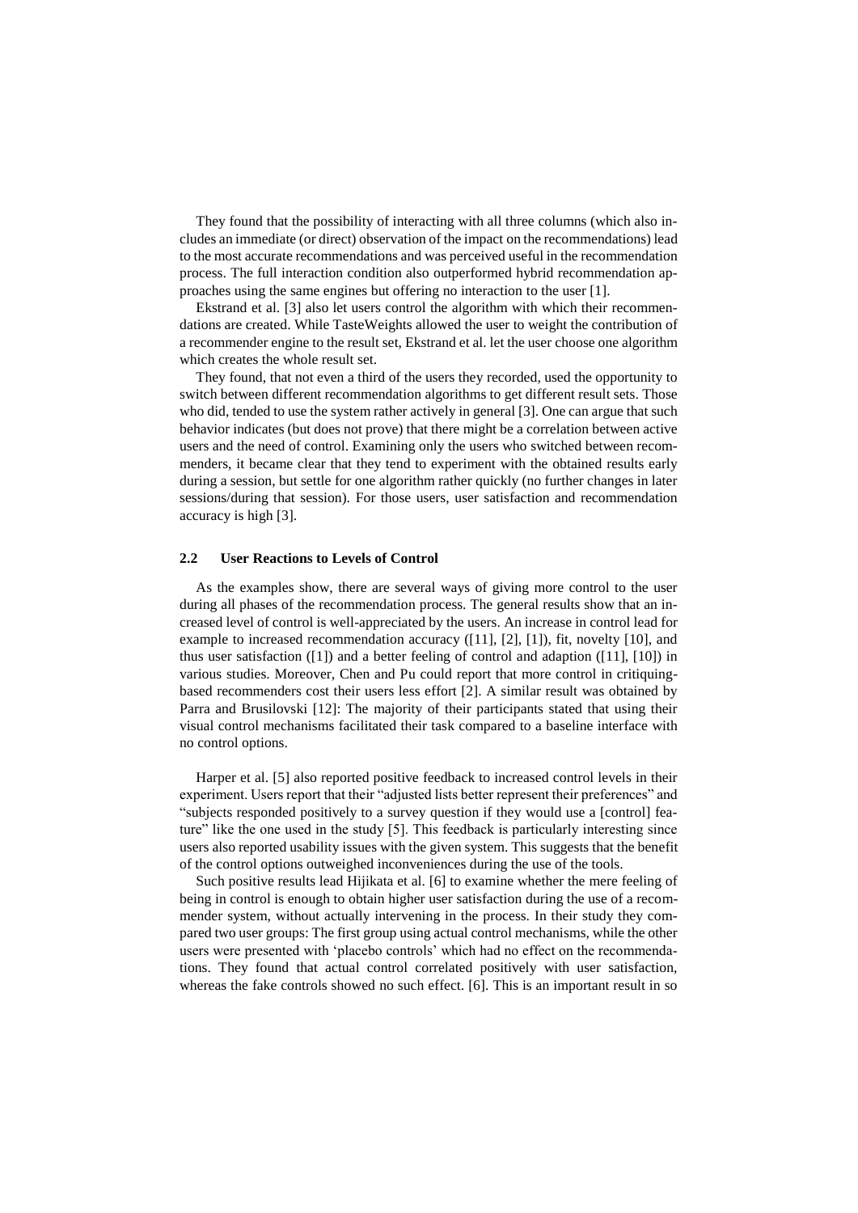They found that the possibility of interacting with all three columns (which also includes an immediate (or direct) observation of the impact on the recommendations) lead to the most accurate recommendations and was perceived useful in the recommendation process. The full interaction condition also outperformed hybrid recommendation approaches using the same engines but offering no interaction to the user [1].

Ekstrand et al. [3] also let users control the algorithm with which their recommendations are created. While TasteWeights allowed the user to weight the contribution of a recommender engine to the result set, Ekstrand et al. let the user choose one algorithm which creates the whole result set.

They found, that not even a third of the users they recorded, used the opportunity to switch between different recommendation algorithms to get different result sets. Those who did, tended to use the system rather actively in general [3]. One can argue that such behavior indicates (but does not prove) that there might be a correlation between active users and the need of control. Examining only the users who switched between recommenders, it became clear that they tend to experiment with the obtained results early during a session, but settle for one algorithm rather quickly (no further changes in later sessions/during that session). For those users, user satisfaction and recommendation accuracy is high [3].

### 2.2 User Reactions to Levels of Control

As the examples show, there are several ways of giving more control to the user during all phases of the recommendation process. The general results show that an increased level of control is well-appreciated by the users. An increase in control lead for example to increased recommendation accuracy ([11], [2], [1]), fit, novelty [10], and thus user satisfaction ([1]) and a better feeling of control and adaption ([11], [10]) in various studies. Moreover, Chen and Pu could report that more control in critiquing-based recommenders cost their users less effort [2]. A similar result was obtained by Parra and Brusilovski [12]: The majority of their participants stated that using their visual control mechanisms facilitated their task compared to a baseline interface with no control options.

Harper et al. [5] also reported positive feedback to increased control levels in their experiment. Users report that their "adjusted lists better represent their preferences" and "subjects responded positively to a survey question if they would use a [control] feature" like the one used in the study [5]. This feedback is particularly interesting since users also reported usability issues with the given system. This suggests that the benefit of the control options outweighed inconveniences during the use of the tools.

Such positive results lead Hijikata et al. [6] to examine whether the mere feeling of being in control is enough to obtain higher user satisfaction during the use of a recommender system, without actually intervening in the process. In their study they compared two user groups: The first group using actual control mechanisms, while the other users were presented with 'placebo controls' which had no effect on the recommendations. They found that actual control correlated positively with user satisfaction, whereas the fake controls showed no such effect. [6]. This is an important result in so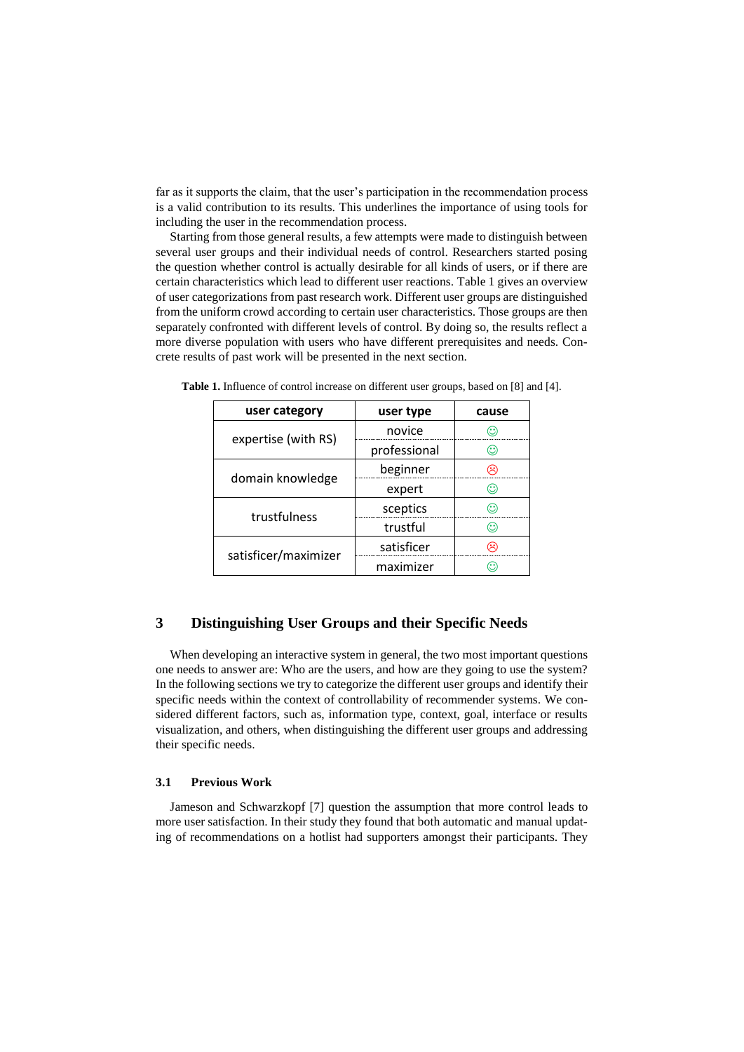far as it supports the claim, that the user's participation in the recommendation process is a valid contribution to its results. This underlines the importance of using tools for including the user in the recommendation process.

Starting from those general results, a few attempts were made to distinguish between several user groups and their individual needs of control. Researchers started posing the question whether control is actually desirable for all kinds of users, or if there are certain characteristics which lead to different user reactions. Table 1 gives an overview of user categorizations from past research work. Different user groups are distinguished from the uniform crowd according to certain user characteristics. Those groups are then separately confronted with different levels of control. By doing so, the results reflect a more diverse population with users who have different prerequisites and needs. Concrete results of past work will be presented in the next section.

**Table 1.** Influence of control increase on different user groups, based on [8] and [4].

| user category | user type | cause |
|---|---|---|
| expertise (with RS) | novice | ☺ |
| | professional | ☺ |
| domain knowledge | beginner | ☹ |
| | expert | ☺ |
| trustfulness | sceptics | ☺ |
| | trustful | ☺ |
| satisficer/maximizer | satisficer | ☹ |
| | maximizer | ☺ |

## 3 Distinguishing User Groups and their Specific Needs

When developing an interactive system in general, the two most important questions one needs to answer are: Who are the users, and how are they going to use the system? In the following sections we try to categorize the different user groups and identify their specific needs within the context of controllability of recommender systems. We considered different factors, such as, information type, context, goal, interface or results visualization, and others, when distinguishing the different user groups and addressing their specific needs.

### 3.1 Previous Work

Jameson and Schwarzkopf [7] question the assumption that more control leads to more user satisfaction. In their study they found that both automatic and manual updating of recommendations on a hotlist had supporters amongst their participants. They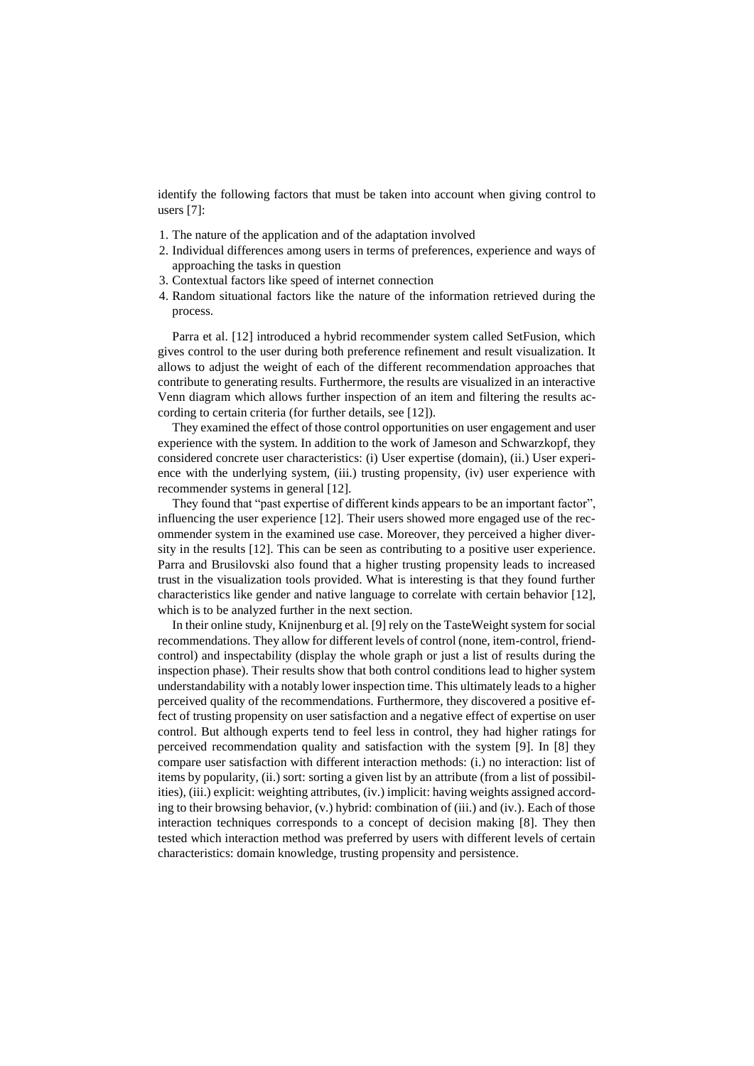identify the following factors that must be taken into account when giving control to users [7]:

1. The nature of the application and of the adaptation involved
2. Individual differences among users in terms of preferences, experience and ways of approaching the tasks in question
3. Contextual factors like speed of internet connection
4. Random situational factors like the nature of the information retrieved during the process.

Parra et al. [12] introduced a hybrid recommender system called SetFusion, which gives control to the user during both preference refinement and result visualization. It allows to adjust the weight of each of the different recommendation approaches that contribute to generating results. Furthermore, the results are visualized in an interactive Venn diagram which allows further inspection of an item and filtering the results according to certain criteria (for further details, see [12]).

They examined the effect of those control opportunities on user engagement and user experience with the system. In addition to the work of Jameson and Schwarzkopf, they considered concrete user characteristics: (i) User expertise (domain), (ii.) User experience with the underlying system, (iii.) trusting propensity, (iv) user experience with recommender systems in general [12].

They found that "past expertise of different kinds appears to be an important factor", influencing the user experience [12]. Their users showed more engaged use of the recommender system in the examined use case. Moreover, they perceived a higher diversity in the results [12]. This can be seen as contributing to a positive user experience. Parra and Brusilovski also found that a higher trusting propensity leads to increased trust in the visualization tools provided. What is interesting is that they found further characteristics like gender and native language to correlate with certain behavior [12], which is to be analyzed further in the next section.

In their online study, Knijnenburg et al. [9] rely on the TasteWeight system for social recommendations. They allow for different levels of control (none, item-control, friend-control) and inspectability (display the whole graph or just a list of results during the inspection phase). Their results show that both control conditions lead to higher system understandability with a notably lower inspection time. This ultimately leads to a higher perceived quality of the recommendations. Furthermore, they discovered a positive effect of trusting propensity on user satisfaction and a negative effect of expertise on user control. But although experts tend to feel less in control, they had higher ratings for perceived recommendation quality and satisfaction with the system [9]. In [8] they compare user satisfaction with different interaction methods: (i.) no interaction: list of items by popularity, (ii.) sort: sorting a given list by an attribute (from a list of possibilities), (iii.) explicit: weighting attributes, (iv.) implicit: having weights assigned according to their browsing behavior, (v.) hybrid: combination of (iii.) and (iv.). Each of those interaction techniques corresponds to a concept of decision making [8]. They then tested which interaction method was preferred by users with different levels of certain characteristics: domain knowledge, trusting propensity and persistence.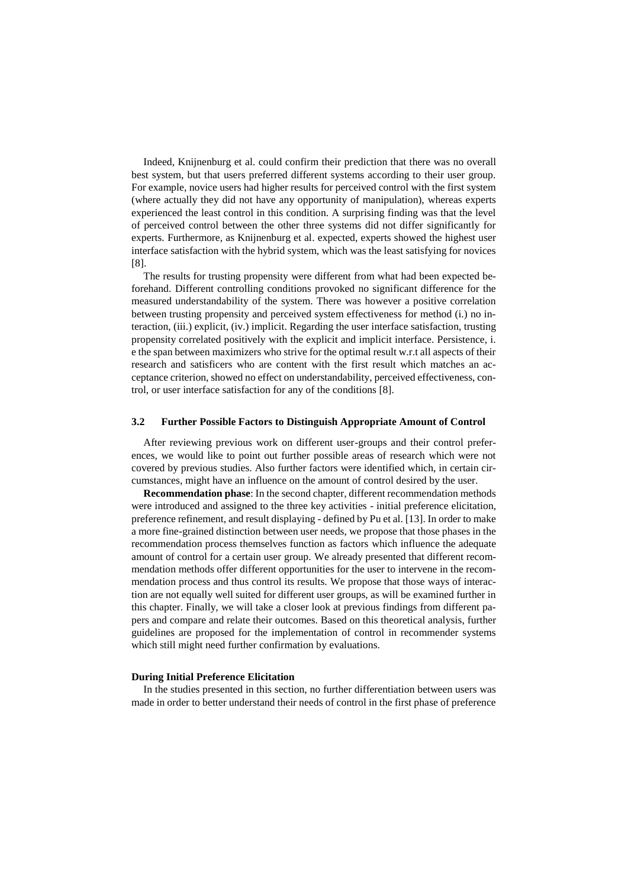Indeed, Knijnenburg et al. could confirm their prediction that there was no overall best system, but that users preferred different systems according to their user group. For example, novice users had higher results for perceived control with the first system (where actually they did not have any opportunity of manipulation), whereas experts experienced the least control in this condition. A surprising finding was that the level of perceived control between the other three systems did not differ significantly for experts. Furthermore, as Knijnenburg et al. expected, experts showed the highest user interface satisfaction with the hybrid system, which was the least satisfying for novices [8].

The results for trusting propensity were different from what had been expected beforehand. Different controlling conditions provoked no significant difference for the measured understandability of the system. There was however a positive correlation between trusting propensity and perceived system effectiveness for method (i.) no interaction, (iii.) explicit, (iv.) implicit. Regarding the user interface satisfaction, trusting propensity correlated positively with the explicit and implicit interface. Persistence, i. e the span between maximizers who strive for the optimal result w.r.t all aspects of their research and satisficers who are content with the first result which matches an acceptance criterion, showed no effect on understandability, perceived effectiveness, control, or user interface satisfaction for any of the conditions [8].

### 3.2 Further Possible Factors to Distinguish Appropriate Amount of Control

After reviewing previous work on different user-groups and their control preferences, we would like to point out further possible areas of research which were not covered by previous studies. Also further factors were identified which, in certain circumstances, might have an influence on the amount of control desired by the user.

**Recommendation phase**: In the second chapter, different recommendation methods were introduced and assigned to the three key activities - initial preference elicitation, preference refinement, and result displaying - defined by Pu et al. [13]. In order to make a more fine-grained distinction between user needs, we propose that those phases in the recommendation process themselves function as factors which influence the adequate amount of control for a certain user group. We already presented that different recommendation methods offer different opportunities for the user to intervene in the recommendation process and thus control its results. We propose that those ways of interaction are not equally well suited for different user groups, as will be examined further in this chapter. Finally, we will take a closer look at previous findings from different papers and compare and relate their outcomes. Based on this theoretical analysis, further guidelines are proposed for the implementation of control in recommender systems which still might need further confirmation by evaluations.

**During Initial Preference Elicitation**

In the studies presented in this section, no further differentiation between users was made in order to better understand their needs of control in the first phase of preference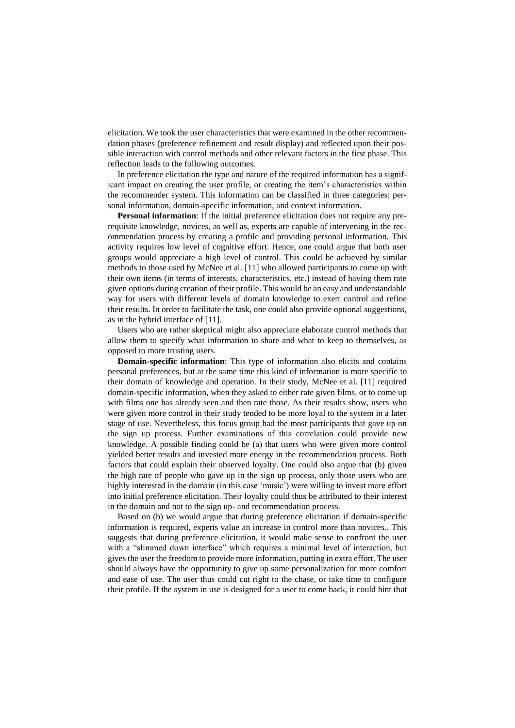elicitation. We took the user characteristics that were examined in the other recommendation phases (preference refinement and result display) and reflected upon their possible interaction with control methods and other relevant factors in the first phase. This reflection leads to the following outcomes.

In preference elicitation the type and nature of the required information has a significant impact on creating the user profile, or creating the item's characteristics within the recommender system. This information can be classified in three categories: personal information, domain-specific information, and context information.

**Personal information**: If the initial preference elicitation does not require any prerequisite knowledge, novices, as well as, experts are capable of intervening in the recommendation process by creating a profile and providing personal information. This activity requires low level of cognitive effort. Hence, one could argue that both user groups would appreciate a high level of control. This could be achieved by similar methods to those used by McNee et al. [11] who allowed participants to come up with their own items (in terms of interests, characteristics, etc.) instead of having them rate given options during creation of their profile. This would be an easy and understandable way for users with different levels of domain knowledge to exert control and refine their results. In order to facilitate the task, one could also provide optional suggestions, as in the hybrid interface of [11].

Users who are rather skeptical might also appreciate elaborate control methods that allow them to specify what information to share and what to keep to themselves, as opposed to more trusting users.

**Domain-specific information**: This type of information also elicits and contains personal preferences, but at the same time this kind of information is more specific to their domain of knowledge and operation. In their study, McNee et al. [11] required domain-specific information, when they asked to either rate given films, or to come up with films one has already seen and then rate those. As their results show, users who were given more control in their study tended to be more loyal to the system in a later stage of use. Nevertheless, this focus group had the most participants that gave up on the sign up process. Further examinations of this correlation could provide new knowledge. A possible finding could be (a) that users who were given more control yielded better results and invested more energy in the recommendation process. Both factors that could explain their observed loyalty. One could also argue that (b) given the high rate of people who gave up in the sign up process, only those users who are highly interested in the domain (in this case 'music') were willing to invest more effort into initial preference elicitation. Their loyalty could thus be attributed to their interest in the domain and not to the sign up- and recommendation process.

Based on (b) we would argue that during preference elicitation if domain-specific information is required, experts value an increase in control more than novices.. This suggests that during preference elicitation, it would make sense to confront the user with a "slimmed down interface" which requires a minimal level of interaction, but gives the user the freedom to provide more information, putting in extra effort. The user should always have the opportunity to give up some personalization for more comfort and ease of use. The user thus could cut right to the chase, or take time to configure their profile. If the system in use is designed for a user to come back, it could hint that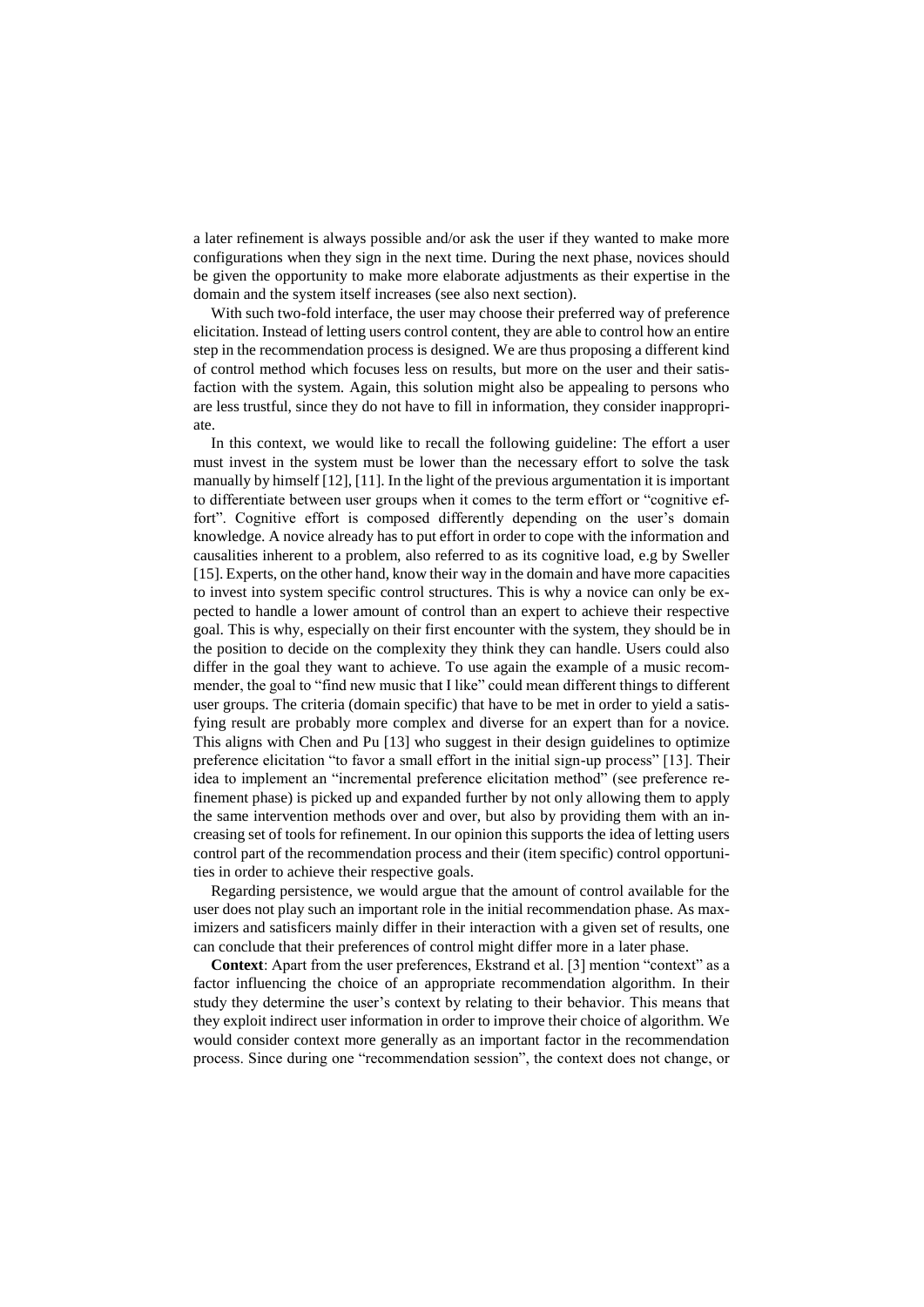a later refinement is always possible and/or ask the user if they wanted to make more configurations when they sign in the next time. During the next phase, novices should be given the opportunity to make more elaborate adjustments as their expertise in the domain and the system itself increases (see also next section).

With such two-fold interface, the user may choose their preferred way of preference elicitation. Instead of letting users control content, they are able to control how an entire step in the recommendation process is designed. We are thus proposing a different kind of control method which focuses less on results, but more on the user and their satisfaction with the system. Again, this solution might also be appealing to persons who are less trustful, since they do not have to fill in information, they consider inappropriate.

In this context, we would like to recall the following guideline: The effort a user must invest in the system must be lower than the necessary effort to solve the task manually by himself [12], [11]. In the light of the previous argumentation it is important to differentiate between user groups when it comes to the term effort or "cognitive effort". Cognitive effort is composed differently depending on the user's domain knowledge. A novice already has to put effort in order to cope with the information and causalities inherent to a problem, also referred to as its cognitive load, e.g by Sweller [15]. Experts, on the other hand, know their way in the domain and have more capacities to invest into system specific control structures. This is why a novice can only be expected to handle a lower amount of control than an expert to achieve their respective goal. This is why, especially on their first encounter with the system, they should be in the position to decide on the complexity they think they can handle. Users could also differ in the goal they want to achieve. To use again the example of a music recommender, the goal to "find new music that I like" could mean different things to different user groups. The criteria (domain specific) that have to be met in order to yield a satisfying result are probably more complex and diverse for an expert than for a novice. This aligns with Chen and Pu [13] who suggest in their design guidelines to optimize preference elicitation "to favor a small effort in the initial sign-up process" [13]. Their idea to implement an "incremental preference elicitation method" (see preference refinement phase) is picked up and expanded further by not only allowing them to apply the same intervention methods over and over, but also by providing them with an increasing set of tools for refinement. In our opinion this supports the idea of letting users control part of the recommendation process and their (item specific) control opportunities in order to achieve their respective goals.

Regarding persistence, we would argue that the amount of control available for the user does not play such an important role in the initial recommendation phase. As maximizers and satisficers mainly differ in their interaction with a given set of results, one can conclude that their preferences of control might differ more in a later phase.

**Context**: Apart from the user preferences, Ekstrand et al. [3] mention "context" as a factor influencing the choice of an appropriate recommendation algorithm. In their study they determine the user's context by relating to their behavior. This means that they exploit indirect user information in order to improve their choice of algorithm. We would consider context more generally as an important factor in the recommendation process. Since during one "recommendation session", the context does not change, or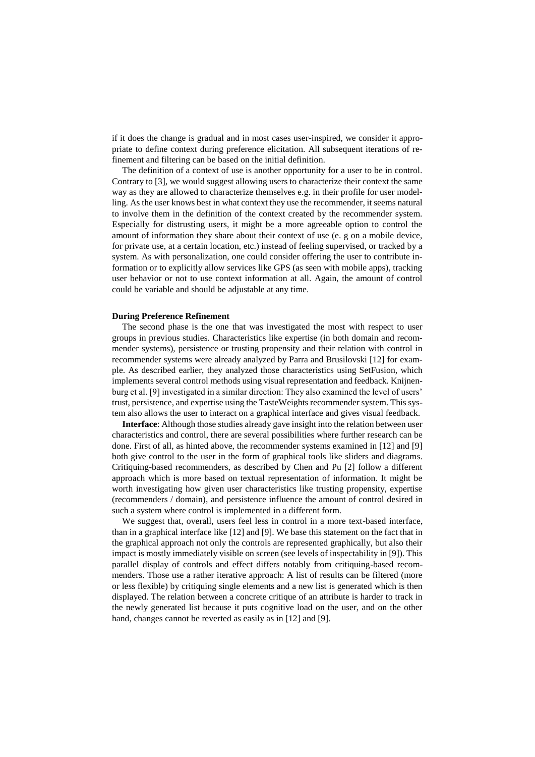if it does the change is gradual and in most cases user-inspired, we consider it appropriate to define context during preference elicitation. All subsequent iterations of refinement and filtering can be based on the initial definition.

The definition of a context of use is another opportunity for a user to be in control. Contrary to [3], we would suggest allowing users to characterize their context the same way as they are allowed to characterize themselves e.g. in their profile for user modelling. As the user knows best in what context they use the recommender, it seems natural to involve them in the definition of the context created by the recommender system. Especially for distrusting users, it might be a more agreeable option to control the amount of information they share about their context of use (e. g on a mobile device, for private use, at a certain location, etc.) instead of feeling supervised, or tracked by a system. As with personalization, one could consider offering the user to contribute information or to explicitly allow services like GPS (as seen with mobile apps), tracking user behavior or not to use context information at all. Again, the amount of control could be variable and should be adjustable at any time.

**During Preference Refinement**

The second phase is the one that was investigated the most with respect to user groups in previous studies. Characteristics like expertise (in both domain and recommender systems), persistence or trusting propensity and their relation with control in recommender systems were already analyzed by Parra and Brusilovski [12] for example. As described earlier, they analyzed those characteristics using SetFusion, which implements several control methods using visual representation and feedback. Knijnenburg et al. [9] investigated in a similar direction: They also examined the level of users' trust, persistence, and expertise using the TasteWeights recommender system. This system also allows the user to interact on a graphical interface and gives visual feedback.

**Interface**: Although those studies already gave insight into the relation between user characteristics and control, there are several possibilities where further research can be done. First of all, as hinted above, the recommender systems examined in [12] and [9] both give control to the user in the form of graphical tools like sliders and diagrams. Critiquing-based recommenders, as described by Chen and Pu [2] follow a different approach which is more based on textual representation of information. It might be worth investigating how given user characteristics like trusting propensity, expertise (recommenders / domain), and persistence influence the amount of control desired in such a system where control is implemented in a different form.

We suggest that, overall, users feel less in control in a more text-based interface, than in a graphical interface like [12] and [9]. We base this statement on the fact that in the graphical approach not only the controls are represented graphically, but also their impact is mostly immediately visible on screen (see levels of inspectability in [9]). This parallel display of controls and effect differs notably from critiquing-based recommenders. Those use a rather iterative approach: A list of results can be filtered (more or less flexible) by critiquing single elements and a new list is generated which is then displayed. The relation between a concrete critique of an attribute is harder to track in the newly generated list because it puts cognitive load on the user, and on the other hand, changes cannot be reverted as easily as in [12] and [9].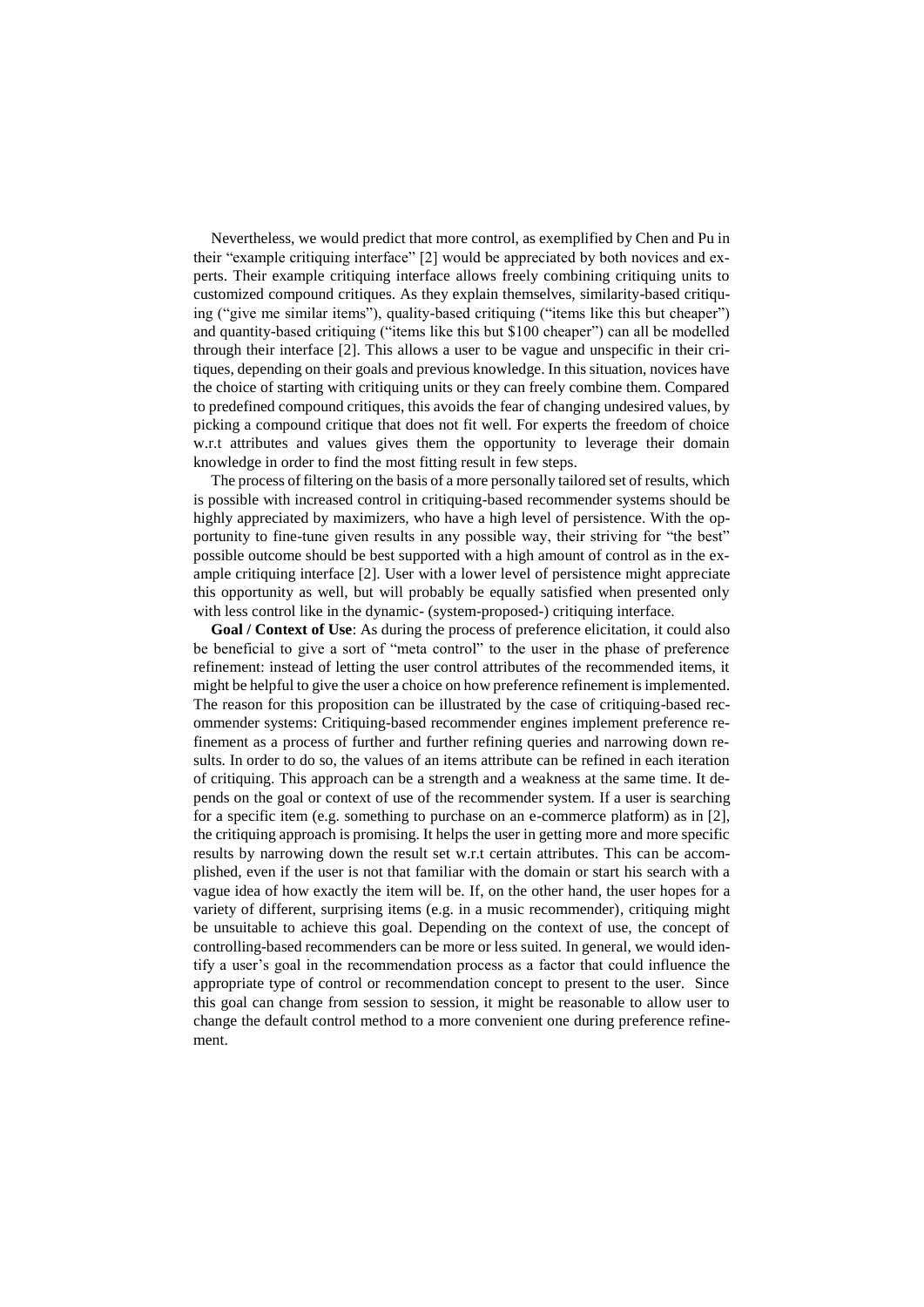Nevertheless, we would predict that more control, as exemplified by Chen and Pu in their "example critiquing interface" [2] would be appreciated by both novices and experts. Their example critiquing interface allows freely combining critiquing units to customized compound critiques. As they explain themselves, similarity-based critiquing ("give me similar items"), quality-based critiquing ("items like this but cheaper") and quantity-based critiquing ("items like this but $100 cheaper") can all be modelled through their interface [2]. This allows a user to be vague and unspecific in their critiques, depending on their goals and previous knowledge. In this situation, novices have the choice of starting with critiquing units or they can freely combine them. Compared to predefined compound critiques, this avoids the fear of changing undesired values, by picking a compound critique that does not fit well. For experts the freedom of choice w.r.t attributes and values gives them the opportunity to leverage their domain knowledge in order to find the most fitting result in few steps.

The process of filtering on the basis of a more personally tailored set of results, which is possible with increased control in critiquing-based recommender systems should be highly appreciated by maximizers, who have a high level of persistence. With the opportunity to fine-tune given results in any possible way, their striving for "the best" possible outcome should be best supported with a high amount of control as in the example critiquing interface [2]. User with a lower level of persistence might appreciate this opportunity as well, but will probably be equally satisfied when presented only with less control like in the dynamic- (system-proposed-) critiquing interface.

**Goal / Context of Use**: As during the process of preference elicitation, it could also be beneficial to give a sort of "meta control" to the user in the phase of preference refinement: instead of letting the user control attributes of the recommended items, it might be helpful to give the user a choice on how preference refinement is implemented. The reason for this proposition can be illustrated by the case of critiquing-based recommender systems: Critiquing-based recommender engines implement preference refinement as a process of further and further refining queries and narrowing down results. In order to do so, the values of an items attribute can be refined in each iteration of critiquing. This approach can be a strength and a weakness at the same time. It depends on the goal or context of use of the recommender system. If a user is searching for a specific item (e.g. something to purchase on an e-commerce platform) as in [2], the critiquing approach is promising. It helps the user in getting more and more specific results by narrowing down the result set w.r.t certain attributes. This can be accomplished, even if the user is not that familiar with the domain or start his search with a vague idea of how exactly the item will be. If, on the other hand, the user hopes for a variety of different, surprising items (e.g. in a music recommender), critiquing might be unsuitable to achieve this goal. Depending on the context of use, the concept of controlling-based recommenders can be more or less suited. In general, we would identify a user's goal in the recommendation process as a factor that could influence the appropriate type of control or recommendation concept to present to the user. Since this goal can change from session to session, it might be reasonable to allow user to change the default control method to a more convenient one during preference refinement.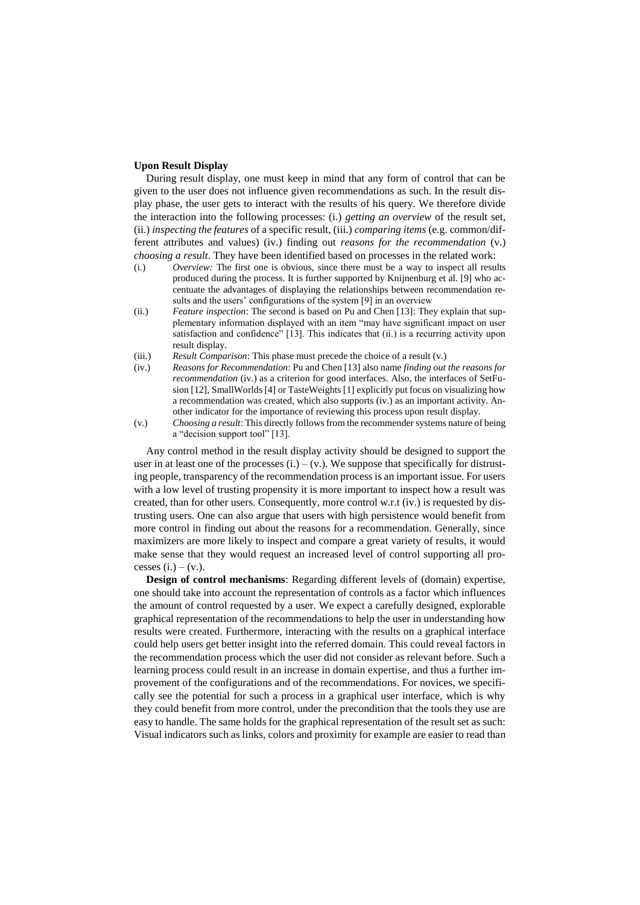**Upon Result Display**

During result display, one must keep in mind that any form of control that can be given to the user does not influence given recommendations as such. In the result display phase, the user gets to interact with the results of his query. We therefore divide the interaction into the following processes: (i.) *getting an overview* of the result set, (ii.) *inspecting the features* of a specific result, (iii.) *comparing items* (e.g. common/different attributes and values) (iv.) finding out *reasons for the recommendation* (v.) *choosing a result*. They have been identified based on processes in the related work:

(i.) *Overview:* The first one is obvious, since there must be a way to inspect all results produced during the process. It is further supported by Knijnenburg et al. [9] who accentuate the advantages of displaying the relationships between recommendation results and the users' configurations of the system [9] in an overview

(ii.) *Feature inspection*: The second is based on Pu and Chen [13]: They explain that supplementary information displayed with an item "may have significant impact on user satisfaction and confidence" [13]. This indicates that (ii.) is a recurring activity upon result display.

(iii.) *Result Comparison*: This phase must precede the choice of a result (v.)

(iv.) *Reasons for Recommendation*: Pu and Chen [13] also name *finding out the reasons for recommendation* (iv.) as a criterion for good interfaces. Also, the interfaces of SetFusion [12], SmallWorlds [4] or TasteWeights [1] explicitly put focus on visualizing how a recommendation was created, which also supports (iv.) as an important activity. Another indicator for the importance of reviewing this process upon result display.

(v.) *Choosing a result*: This directly follows from the recommender systems nature of being a "decision support tool" [13].

Any control method in the result display activity should be designed to support the user in at least one of the processes (i.) – (v.). We suppose that specifically for distrusting people, transparency of the recommendation process is an important issue. For users with a low level of trusting propensity it is more important to inspect how a result was created, than for other users. Consequently, more control w.r.t (iv.) is requested by distrusting users. One can also argue that users with high persistence would benefit from more control in finding out about the reasons for a recommendation. Generally, since maximizers are more likely to inspect and compare a great variety of results, it would make sense that they would request an increased level of control supporting all processes (i.) – (v.).

**Design of control mechanisms**: Regarding different levels of (domain) expertise, one should take into account the representation of controls as a factor which influences the amount of control requested by a user. We expect a carefully designed, explorable graphical representation of the recommendations to help the user in understanding how results were created. Furthermore, interacting with the results on a graphical interface could help users get better insight into the referred domain. This could reveal factors in the recommendation process which the user did not consider as relevant before. Such a learning process could result in an increase in domain expertise, and thus a further improvement of the configurations and of the recommendations. For novices, we specifically see the potential for such a process in a graphical user interface, which is why they could benefit from more control, under the precondition that the tools they use are easy to handle. The same holds for the graphical representation of the result set as such: Visual indicators such as links, colors and proximity for example are easier to read than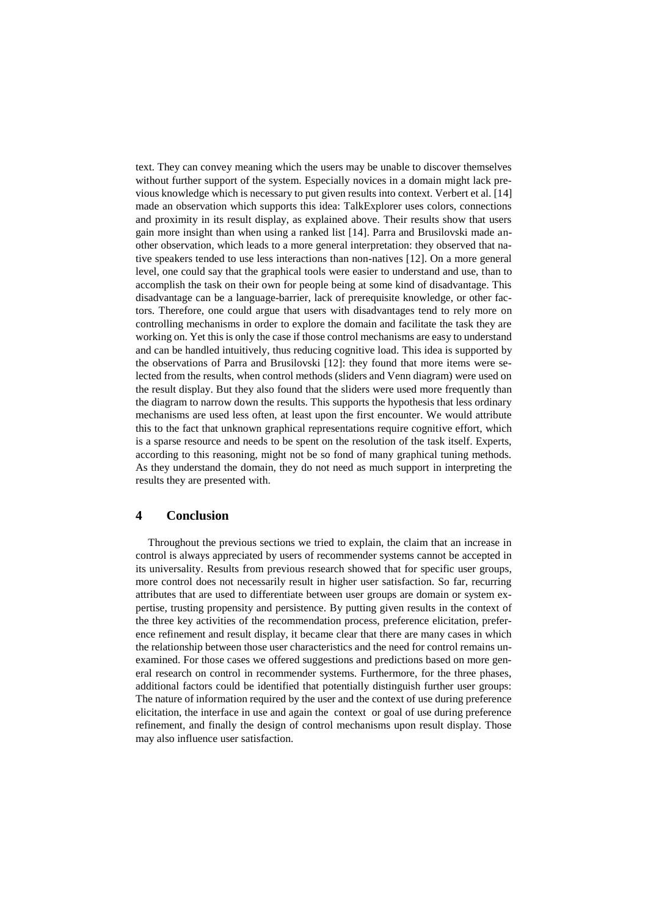text. They can convey meaning which the users may be unable to discover themselves without further support of the system. Especially novices in a domain might lack previous knowledge which is necessary to put given results into context. Verbert et al. [14] made an observation which supports this idea: TalkExplorer uses colors, connections and proximity in its result display, as explained above. Their results show that users gain more insight than when using a ranked list [14]. Parra and Brusilovski made another observation, which leads to a more general interpretation: they observed that native speakers tended to use less interactions than non-natives [12]. On a more general level, one could say that the graphical tools were easier to understand and use, than to accomplish the task on their own for people being at some kind of disadvantage. This disadvantage can be a language-barrier, lack of prerequisite knowledge, or other factors. Therefore, one could argue that users with disadvantages tend to rely more on controlling mechanisms in order to explore the domain and facilitate the task they are working on. Yet this is only the case if those control mechanisms are easy to understand and can be handled intuitively, thus reducing cognitive load. This idea is supported by the observations of Parra and Brusilovski [12]: they found that more items were selected from the results, when control methods (sliders and Venn diagram) were used on the result display. But they also found that the sliders were used more frequently than the diagram to narrow down the results. This supports the hypothesis that less ordinary mechanisms are used less often, at least upon the first encounter. We would attribute this to the fact that unknown graphical representations require cognitive effort, which is a sparse resource and needs to be spent on the resolution of the task itself. Experts, according to this reasoning, might not be so fond of many graphical tuning methods. As they understand the domain, they do not need as much support in interpreting the results they are presented with.

## 4 Conclusion

Throughout the previous sections we tried to explain, the claim that an increase in control is always appreciated by users of recommender systems cannot be accepted in its universality. Results from previous research showed that for specific user groups, more control does not necessarily result in higher user satisfaction. So far, recurring attributes that are used to differentiate between user groups are domain or system expertise, trusting propensity and persistence. By putting given results in the context of the three key activities of the recommendation process, preference elicitation, preference refinement and result display, it became clear that there are many cases in which the relationship between those user characteristics and the need for control remains unexamined. For those cases we offered suggestions and predictions based on more general research on control in recommender systems. Furthermore, for the three phases, additional factors could be identified that potentially distinguish further user groups: The nature of information required by the user and the context of use during preference elicitation, the interface in use and again the context or goal of use during preference refinement, and finally the design of control mechanisms upon result display. Those may also influence user satisfaction.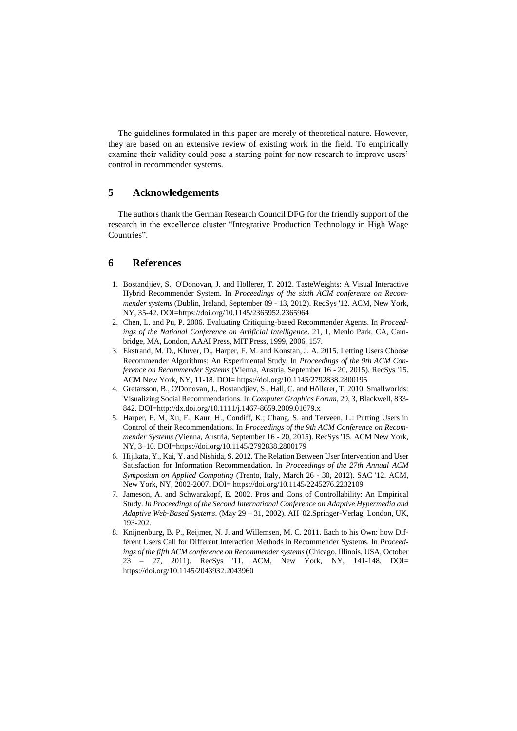The guidelines formulated in this paper are merely of theoretical nature. However, they are based on an extensive review of existing work in the field. To empirically examine their validity could pose a starting point for new research to improve users' control in recommender systems.

## 5 Acknowledgements

The authors thank the German Research Council DFG for the friendly support of the research in the excellence cluster "Integrative Production Technology in High Wage Countries".

## 6 References

1. Bostandjiev, S., O'Donovan, J. and Höllerer, T. 2012. TasteWeights: A Visual Interactive Hybrid Recommender System. In *Proceedings of the sixth ACM conference on Recommender systems* (Dublin, Ireland, September 09 - 13, 2012). RecSys '12. ACM, New York, NY, 35-42. DOI=https://doi.org/10.1145/2365952.2365964
2. Chen, L. and Pu, P. 2006. Evaluating Critiquing-based Recommender Agents. In *Proceedings of the National Conference on Artificial Intelligence*. 21, 1, Menlo Park, CA, Cambridge, MA, London, AAAI Press, MIT Press, 1999, 2006, 157.
3. Ekstrand, M. D., Kluver, D., Harper, F. M. and Konstan, J. A. 2015. Letting Users Choose Recommender Algorithms: An Experimental Study. In *Proceedings of the 9th ACM Conference on Recommender Systems* (Vienna, Austria, September 16 - 20, 2015). RecSys '15. ACM New York, NY, 11-18. DOI= https://doi.org/10.1145/2792838.2800195
4. Gretarsson, B., O'Donovan, J., Bostandjiev, S., Hall, C. and Höllerer, T. 2010. Smallworlds: Visualizing Social Recommendations. In *Computer Graphics Forum*, 29, 3, Blackwell, 833-842. DOI=http://dx.doi.org/10.1111/j.1467-8659.2009.01679.x
5. Harper, F. M, Xu, F., Kaur, H., Condiff, K.; Chang, S. and Terveen, L.: Putting Users in Control of their Recommendations. In *Proceedings of the 9th ACM Conference on Recommender Systems (*Vienna, Austria, September 16 - 20, 2015). RecSys '15. ACM New York, NY, 3–10. DOI=https://doi.org/10.1145/2792838.2800179
6. Hijikata, Y., Kai, Y. and Nishida, S. 2012. The Relation Between User Intervention and User Satisfaction for Information Recommendation. In *Proceedings of the 27th Annual ACM Symposium on Applied Computing* (Trento, Italy, March 26 - 30, 2012). SAC '12. ACM, New York, NY, 2002-2007. DOI= https://doi.org/10.1145/2245276.2232109
7. Jameson, A. and Schwarzkopf, E. 2002. Pros and Cons of Controllability: An Empirical Study. *In Proceedings of the Second International Conference on Adaptive Hypermedia and Adaptive Web-Based Systems*. (May 29 – 31, 2002). AH '02.Springer-Verlag, London, UK, 193-202.
8. Knijnenburg, B. P., Reijmer, N. J. and Willemsen, M. C. 2011. Each to his Own: how Different Users Call for Different Interaction Methods in Recommender Systems. In *Proceedings of the fifth ACM conference on Recommender systems* (Chicago, Illinois, USA, October 23 – 27, 2011). RecSys '11. ACM, New York, NY, 141-148. DOI= https://doi.org/10.1145/2043932.2043960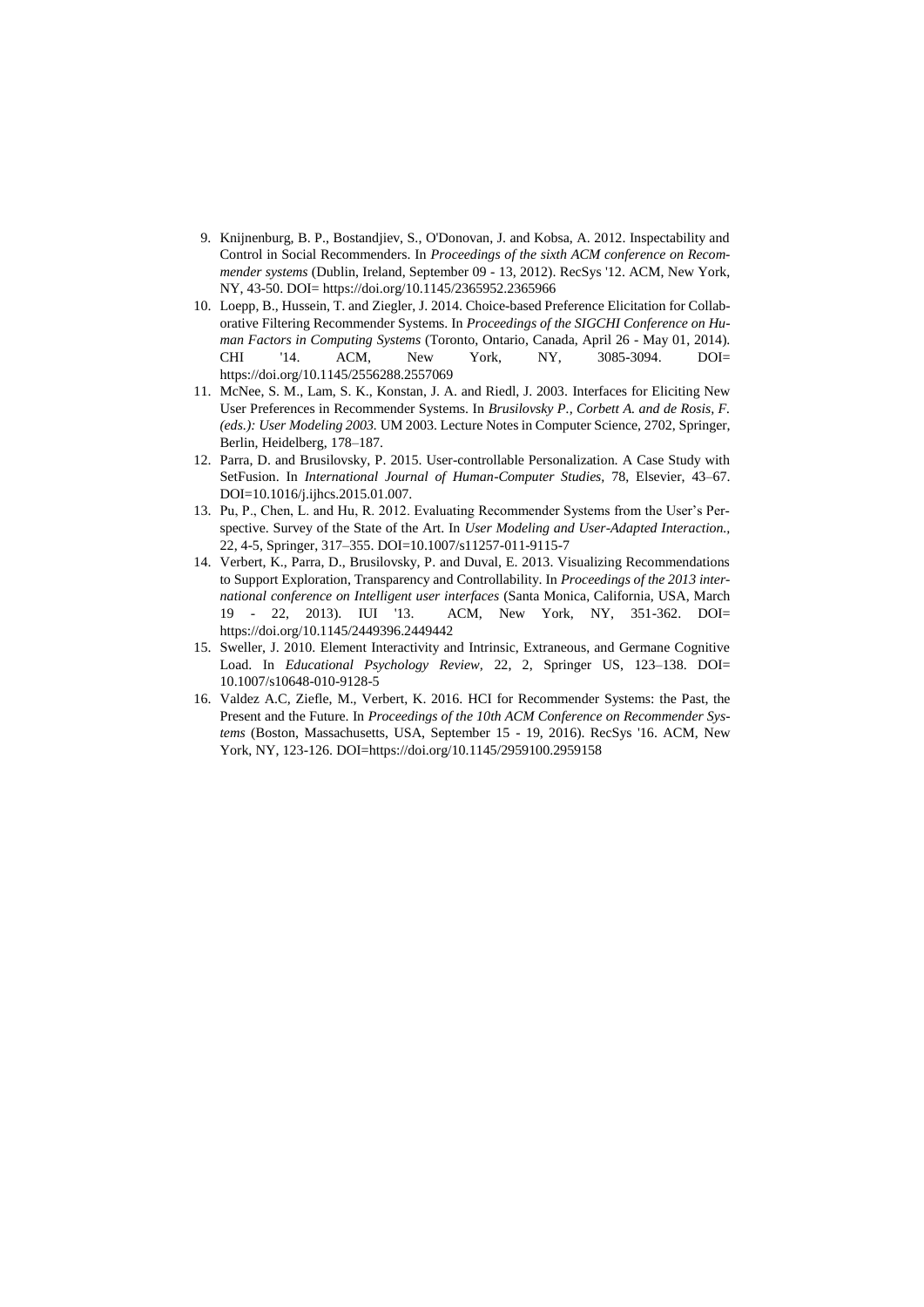9. Knijnenburg, B. P., Bostandjiev, S., O'Donovan, J. and Kobsa, A. 2012. Inspectability and Control in Social Recommenders. In *Proceedings of the sixth ACM conference on Recommender systems* (Dublin, Ireland, September 09 - 13, 2012). RecSys '12. ACM, New York, NY, 43-50. DOI= https://doi.org/10.1145/2365952.2365966
10. Loepp, B., Hussein, T. and Ziegler, J. 2014. Choice-based Preference Elicitation for Collaborative Filtering Recommender Systems. In *Proceedings of the SIGCHI Conference on Human Factors in Computing Systems* (Toronto, Ontario, Canada, April 26 - May 01, 2014). CHI '14. ACM, New York, NY, 3085-3094. DOI= https://doi.org/10.1145/2556288.2557069
11. McNee, S. M., Lam, S. K., Konstan, J. A. and Riedl, J. 2003. Interfaces for Eliciting New User Preferences in Recommender Systems. In *Brusilovsky P., Corbett A. and de Rosis, F. (eds.): User Modeling 2003.* UM 2003. Lecture Notes in Computer Science, 2702, Springer, Berlin, Heidelberg, 178–187.
12. Parra, D. and Brusilovsky, P. 2015. User-controllable Personalization. A Case Study with SetFusion. In *International Journal of Human-Computer Studies,* 78, Elsevier, 43–67. DOI=10.1016/j.ijhcs.2015.01.007.
13. Pu, P., Chen, L. and Hu, R. 2012. Evaluating Recommender Systems from the User's Perspective. Survey of the State of the Art. In *User Modeling and User-Adapted Interaction.,* 22, 4-5, Springer, 317–355. DOI=10.1007/s11257-011-9115-7
14. Verbert, K., Parra, D., Brusilovsky, P. and Duval, E. 2013. Visualizing Recommendations to Support Exploration, Transparency and Controllability. In *Proceedings of the 2013 international conference on Intelligent user interfaces* (Santa Monica, California, USA, March 19 - 22, 2013). IUI '13. ACM, New York, NY, 351-362. DOI= https://doi.org/10.1145/2449396.2449442
15. Sweller, J. 2010. Element Interactivity and Intrinsic, Extraneous, and Germane Cognitive Load. In *Educational Psychology Review,* 22, 2, Springer US, 123–138. DOI= 10.1007/s10648-010-9128-5
16. Valdez A.C, Ziefle, M., Verbert, K. 2016. HCI for Recommender Systems: the Past, the Present and the Future. In *Proceedings of the 10th ACM Conference on Recommender Systems* (Boston, Massachusetts, USA, September 15 - 19, 2016). RecSys '16. ACM, New York, NY, 123-126. DOI=https://doi.org/10.1145/2959100.2959158